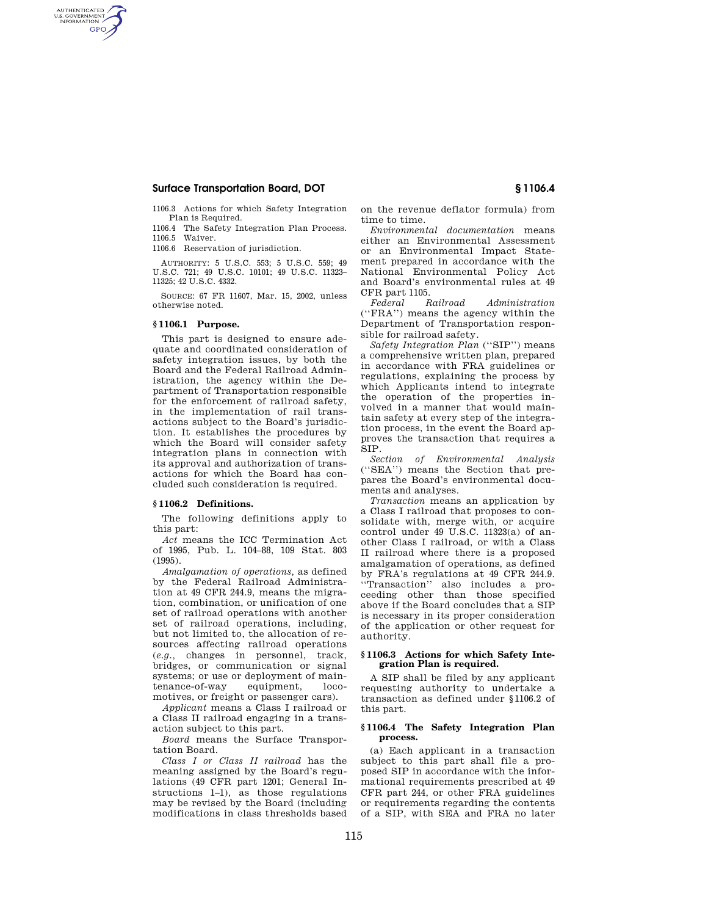1106.3 Actions for which Safety Integration Plan is Required.
1106.4 The Safety Integration Plan Process.
1106.5 Waiver.
1106.6 Reservation of jurisdiction.

AUTHORITY: 5 U.S.C. 553; 5 U.S.C. 559; 49 U.S.C. 721; 49 U.S.C. 10101; 49 U.S.C. 11323–11325; 42 U.S.C. 4332.

SOURCE: 67 FR 11607, Mar. 15, 2002, unless otherwise noted.

## § 1106.1 Purpose.

This part is designed to ensure adequate and coordinated consideration of safety integration issues, by both the Board and the Federal Railroad Administration, the agency within the Department of Transportation responsible for the enforcement of railroad safety, in the implementation of rail transactions subject to the Board's jurisdiction. It establishes the procedures by which the Board will consider safety integration plans in connection with its approval and authorization of transactions for which the Board has concluded such consideration is required.

## § 1106.2 Definitions.

The following definitions apply to this part:

*Act* means the ICC Termination Act of 1995, Pub. L. 104–88, 109 Stat. 803 (1995).

*Amalgamation of operations*, as defined by the Federal Railroad Administration at 49 CFR 244.9, means the migration, combination, or unification of one set of railroad operations with another set of railroad operations, including, but not limited to, the allocation of resources affecting railroad operations (*e.g.*, changes in personnel, track, bridges, or communication or signal systems; or use or deployment of maintenance-of-way equipment, locomotives, or freight or passenger cars).

*Applicant* means a Class I railroad or a Class II railroad engaging in a transaction subject to this part.

*Board* means the Surface Transportation Board.

*Class I or Class II railroad* has the meaning assigned by the Board's regulations (49 CFR part 1201; General Instructions 1–1), as those regulations may be revised by the Board (including modifications in class thresholds based on the revenue deflator formula) from time to time.

*Environmental documentation* means either an Environmental Assessment or an Environmental Impact Statement prepared in accordance with the National Environmental Policy Act and Board's environmental rules at 49 CFR part 1105.

*Federal Railroad Administration* ("FRA") means the agency within the Department of Transportation responsible for railroad safety.

*Safety Integration Plan* ("SIP") means a comprehensive written plan, prepared in accordance with FRA guidelines or regulations, explaining the process by which Applicants intend to integrate the operation of the properties involved in a manner that would maintain safety at every step of the integration process, in the event the Board approves the transaction that requires a SIP.

*Section of Environmental Analysis* ("SEA") means the Section that prepares the Board's environmental documents and analyses.

*Transaction* means an application by a Class I railroad that proposes to consolidate with, merge with, or acquire control under 49 U.S.C. 11323(a) of another Class I railroad, or with a Class II railroad where there is a proposed amalgamation of operations, as defined by FRA's regulations at 49 CFR 244.9. "Transaction" also includes a proceeding other than those specified above if the Board concludes that a SIP is necessary in its proper consideration of the application or other request for authority.

## § 1106.3 Actions for which Safety Integration Plan is required.

A SIP shall be filed by any applicant requesting authority to undertake a transaction as defined under § 1106.2 of this part.

## § 1106.4 The Safety Integration Plan process.

(a) Each applicant in a transaction subject to this part shall file a proposed SIP in accordance with the informational requirements prescribed at 49 CFR part 244, or other FRA guidelines or requirements regarding the contents of a SIP, with SEA and FRA no later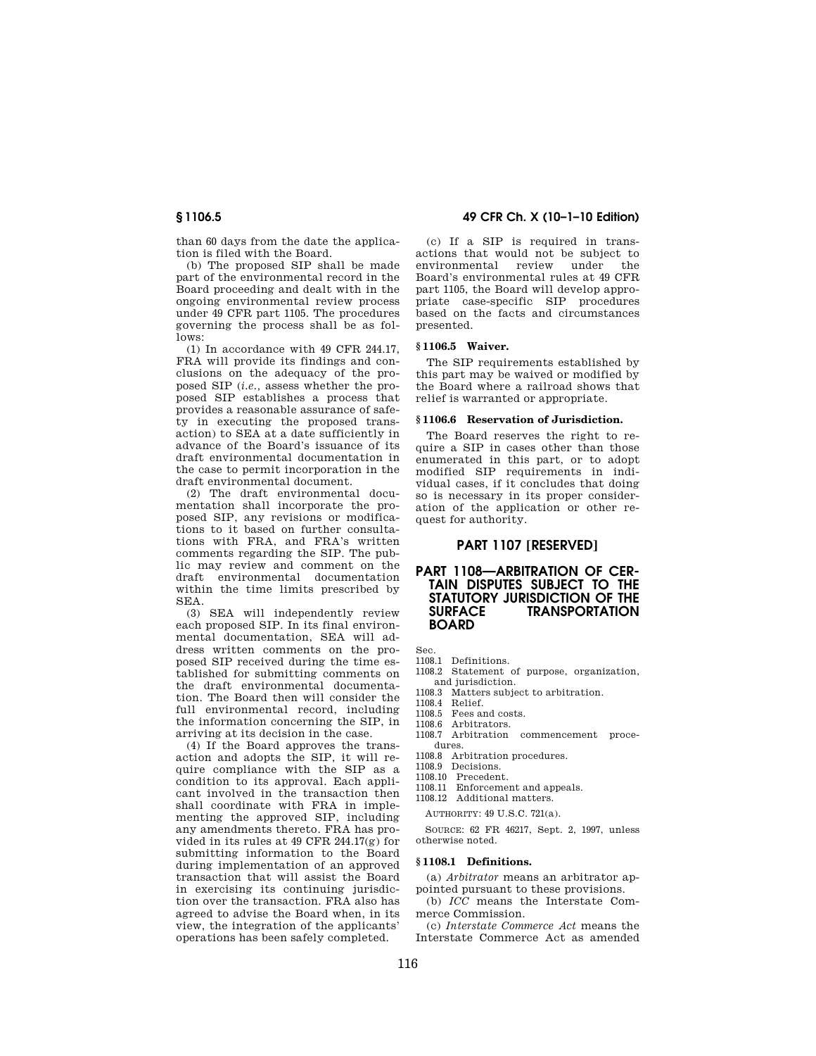than 60 days from the date the application is filed with the Board.

(b) The proposed SIP shall be made part of the environmental record in the Board proceeding and dealt with in the ongoing environmental review process under 49 CFR part 1105. The procedures governing the process shall be as follows:

(1) In accordance with 49 CFR 244.17, FRA will provide its findings and conclusions on the adequacy of the proposed SIP (*i.e.*, assess whether the proposed SIP establishes a process that provides a reasonable assurance of safety in executing the proposed transaction) to SEA at a date sufficiently in advance of the Board's issuance of its draft environmental documentation in the case to permit incorporation in the draft environmental document.

(2) The draft environmental documentation shall incorporate the proposed SIP, any revisions or modifications to it based on further consultations with FRA, and FRA's written comments regarding the SIP. The public may review and comment on the draft environmental documentation within the time limits prescribed by SEA.

(3) SEA will independently review each proposed SIP. In its final environmental documentation, SEA will address written comments on the proposed SIP received during the time established for submitting comments on the draft environmental documentation. The Board then will consider the full environmental record, including the information concerning the SIP, in arriving at its decision in the case.

(4) If the Board approves the transaction and adopts the SIP, it will require compliance with the SIP as a condition to its approval. Each applicant involved in the transaction then shall coordinate with FRA in implementing the approved SIP, including any amendments thereto. FRA has provided in its rules at 49 CFR 244.17(g) for submitting information to the Board during implementation of an approved transaction that will assist the Board in exercising its continuing jurisdiction over the transaction. FRA also has agreed to advise the Board when, in its view, the integration of the applicants' operations has been safely completed.

(c) If a SIP is required in transactions that would not be subject to environmental review under the Board's environmental rules at 49 CFR part 1105, the Board will develop appropriate case-specific SIP procedures based on the facts and circumstances presented.

### § 1106.5 Waiver.

The SIP requirements established by this part may be waived or modified by the Board where a railroad shows that relief is warranted or appropriate.

### § 1106.6 Reservation of Jurisdiction.

The Board reserves the right to require a SIP in cases other than those enumerated in this part, or to adopt modified SIP requirements in individual cases, if it concludes that doing so is necessary in its proper consideration of the application or other request for authority.

## PART 1107 [RESERVED]

## PART 1108—ARBITRATION OF CERTAIN DISPUTES SUBJECT TO THE STATUTORY JURISDICTION OF THE SURFACE TRANSPORTATION BOARD

Sec.
1108.1 Definitions.
1108.2 Statement of purpose, organization, and jurisdiction.
1108.3 Matters subject to arbitration.
1108.4 Relief.
1108.5 Fees and costs.
1108.6 Arbitrators.
1108.7 Arbitration commencement procedures.
1108.8 Arbitration procedures.
1108.9 Decisions.
1108.10 Precedent.
1108.11 Enforcement and appeals.
1108.12 Additional matters.

AUTHORITY: 49 U.S.C. 721(a).

SOURCE: 62 FR 46217, Sept. 2, 1997, unless otherwise noted.

### § 1108.1 Definitions.

(a) *Arbitrator* means an arbitrator appointed pursuant to these provisions.

(b) *ICC* means the Interstate Commerce Commission.

(c) *Interstate Commerce Act* means the Interstate Commerce Act as amended